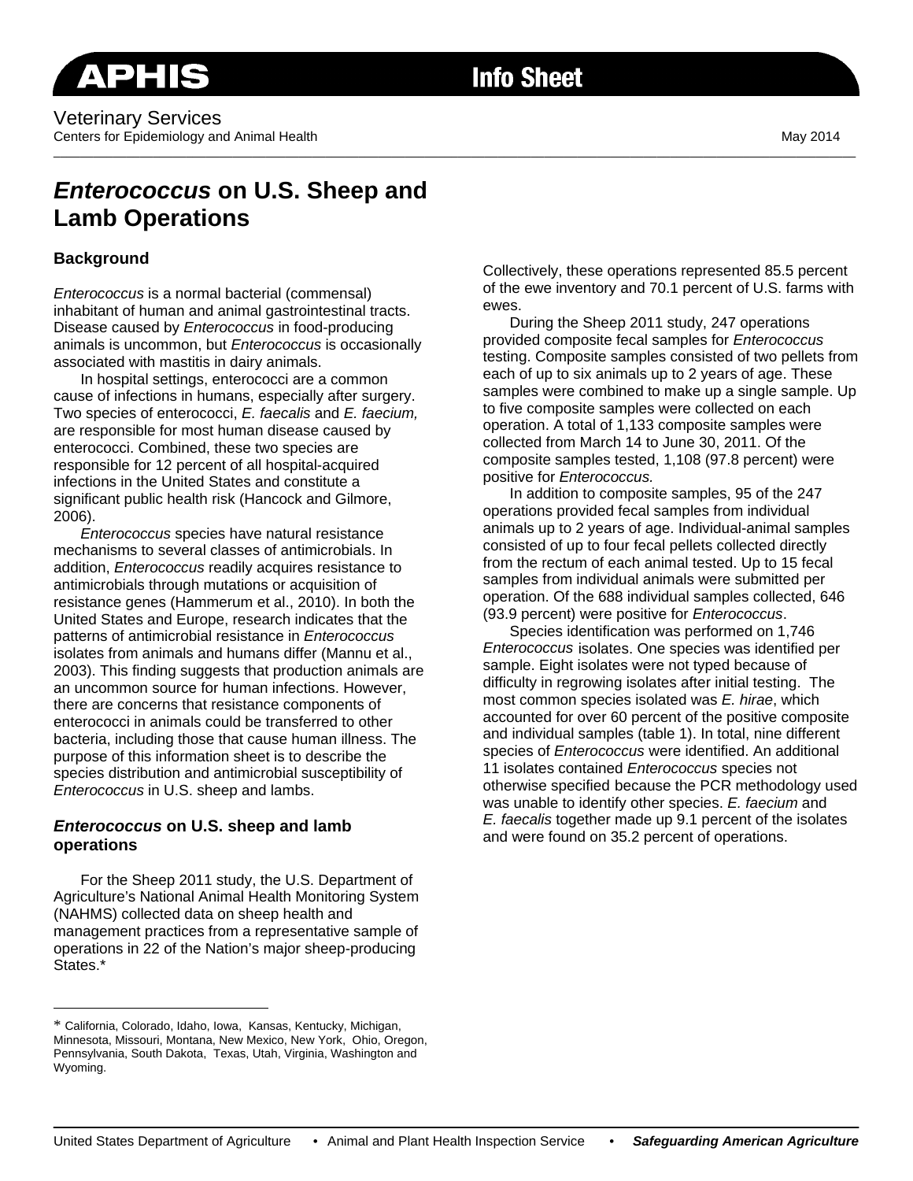APHIS Info Sheet

Veterinary Services
Centers for Epidemiology and Animal Health

May 2014

# *Enterococcus* on U.S. Sheep and Lamb Operations

## Background

*Enterococcus* is a normal bacterial (commensal) inhabitant of human and animal gastrointestinal tracts. Disease caused by *Enterococcus* in food-producing animals is uncommon, but *Enterococcus* is occasionally associated with mastitis in dairy animals.

In hospital settings, enterococci are a common cause of infections in humans, especially after surgery. Two species of enterococci, *E. faecalis* and *E. faecium,* are responsible for most human disease caused by enterococci. Combined, these two species are responsible for 12 percent of all hospital-acquired infections in the United States and constitute a significant public health risk (Hancock and Gilmore, 2006).

*Enterococcus* species have natural resistance mechanisms to several classes of antimicrobials. In addition, *Enterococcus* readily acquires resistance to antimicrobials through mutations or acquisition of resistance genes (Hammerum et al., 2010). In both the United States and Europe, research indicates that the patterns of antimicrobial resistance in *Enterococcus* isolates from animals and humans differ (Mannu et al., 2003). This finding suggests that production animals are an uncommon source for human infections. However, there are concerns that resistance components of enterococci in animals could be transferred to other bacteria, including those that cause human illness. The purpose of this information sheet is to describe the species distribution and antimicrobial susceptibility of *Enterococcus* in U.S. sheep and lambs.

## *Enterococcus* on U.S. sheep and lamb operations

For the Sheep 2011 study, the U.S. Department of Agriculture's National Animal Health Monitoring System (NAHMS) collected data on sheep health and management practices from a representative sample of operations in 22 of the Nation's major sheep-producing States.* Collectively, these operations represented 85.5 percent of the ewe inventory and 70.1 percent of U.S. farms with ewes.

During the Sheep 2011 study, 247 operations provided composite fecal samples for *Enterococcus* testing. Composite samples consisted of two pellets from each of up to six animals up to 2 years of age. These samples were combined to make up a single sample. Up to five composite samples were collected on each operation. A total of 1,133 composite samples were collected from March 14 to June 30, 2011. Of the composite samples tested, 1,108 (97.8 percent) were positive for *Enterococcus.*

In addition to composite samples, 95 of the 247 operations provided fecal samples from individual animals up to 2 years of age. Individual-animal samples consisted of up to four fecal pellets collected directly from the rectum of each animal tested. Up to 15 fecal samples from individual animals were submitted per operation. Of the 688 individual samples collected, 646 (93.9 percent) were positive for *Enterococcus*.

Species identification was performed on 1,746 *Enterococcus* isolates. One species was identified per sample. Eight isolates were not typed because of difficulty in regrowing isolates after initial testing. The most common species isolated was *E. hirae*, which accounted for over 60 percent of the positive composite and individual samples (table 1). In total, nine different species of *Enterococcus* were identified. An additional 11 isolates contained *Enterococcus* species not otherwise specified because the PCR methodology used was unable to identify other species. *E. faecium* and *E. faecalis* together made up 9.1 percent of the isolates and were found on 35.2 percent of operations.

---

* California, Colorado, Idaho, Iowa, Kansas, Kentucky, Michigan, Minnesota, Missouri, Montana, New Mexico, New York, Ohio, Oregon, Pennsylvania, South Dakota, Texas, Utah, Virginia, Washington and Wyoming.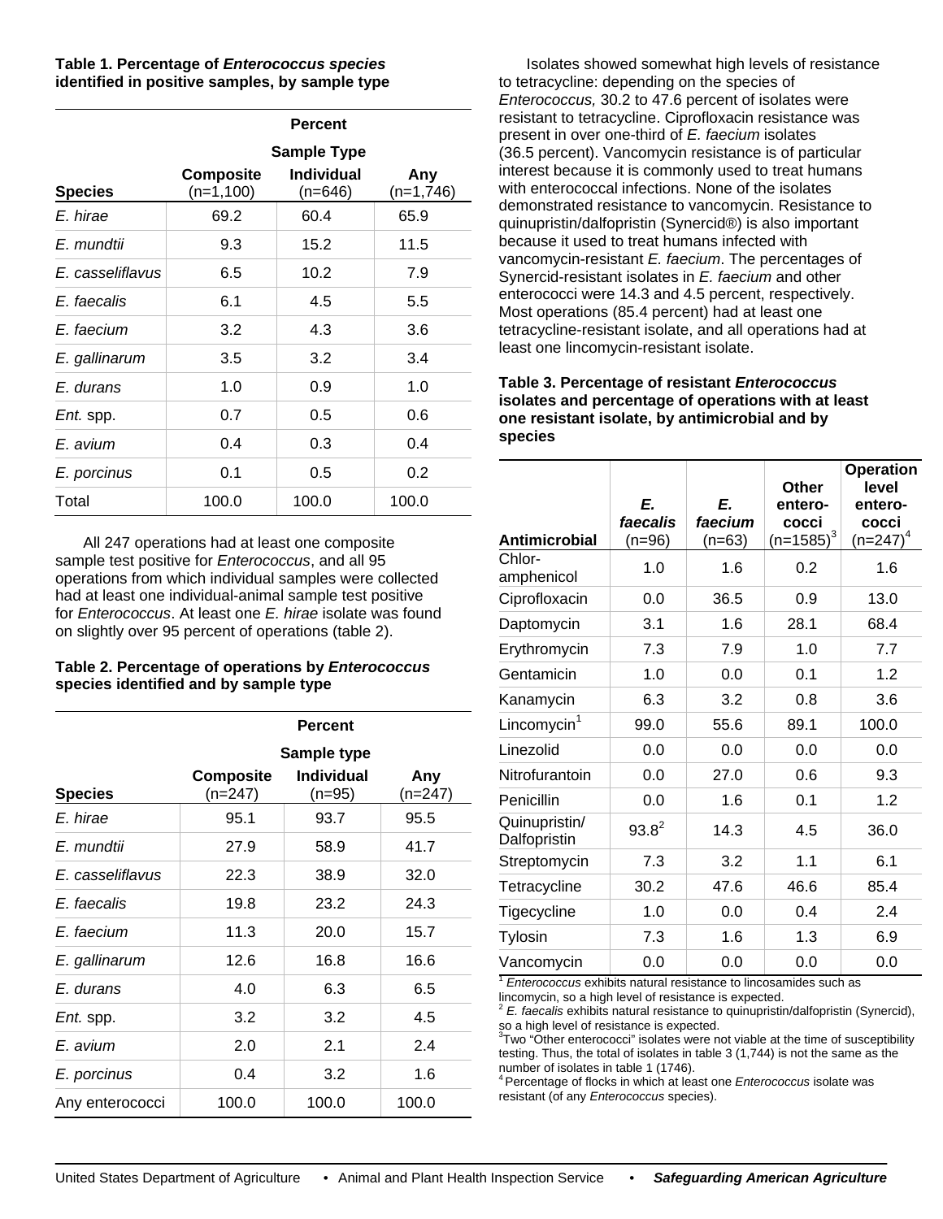**Table 1. Percentage of *Enterococcus species* identified in positive samples, by sample type**

| | Percent | | |
|---|---|---|---|
| | Sample Type | | |
| Species | Composite (n=1,100) | Individual (n=646) | Any (n=1,746) |
| *E. hirae* | 69.2 | 60.4 | 65.9 |
| *E. mundtii* | 9.3 | 15.2 | 11.5 |
| *E. casseliflavus* | 6.5 | 10.2 | 7.9 |
| *E. faecalis* | 6.1 | 4.5 | 5.5 |
| *E. faecium* | 3.2 | 4.3 | 3.6 |
| *E. gallinarum* | 3.5 | 3.2 | 3.4 |
| *E. durans* | 1.0 | 0.9 | 1.0 |
| *Ent.* spp. | 0.7 | 0.5 | 0.6 |
| *E. avium* | 0.4 | 0.3 | 0.4 |
| *E. porcinus* | 0.1 | 0.5 | 0.2 |
| Total | 100.0 | 100.0 | 100.0 |

All 247 operations had at least one composite sample test positive for *Enterococcus*, and all 95 operations from which individual samples were collected had at least one individual-animal sample test positive for *Enterococcus*. At least one *E. hirae* isolate was found on slightly over 95 percent of operations (table 2).

**Table 2. Percentage of operations by *Enterococcus* species identified and by sample type**

| | Percent | | |
|---|---|---|---|
| | Sample type | | |
| Species | Composite (n=247) | Individual (n=95) | Any (n=247) |
| *E. hirae* | 95.1 | 93.7 | 95.5 |
| *E. mundtii* | 27.9 | 58.9 | 41.7 |
| *E. casseliflavus* | 22.3 | 38.9 | 32.0 |
| *E. faecalis* | 19.8 | 23.2 | 24.3 |
| *E. faecium* | 11.3 | 20.0 | 15.7 |
| *E. gallinarum* | 12.6 | 16.8 | 16.6 |
| *E. durans* | 4.0 | 6.3 | 6.5 |
| *Ent.* spp. | 3.2 | 3.2 | 4.5 |
| *E. avium* | 2.0 | 2.1 | 2.4 |
| *E. porcinus* | 0.4 | 3.2 | 1.6 |
| Any enterococci | 100.0 | 100.0 | 100.0 |

Isolates showed somewhat high levels of resistance to tetracycline: depending on the species of *Enterococcus,* 30.2 to 47.6 percent of isolates were resistant to tetracycline. Ciprofloxacin resistance was present in over one-third of *E. faecium* isolates (36.5 percent). Vancomycin resistance is of particular interest because it is commonly used to treat humans with enterococcal infections. None of the isolates demonstrated resistance to vancomycin. Resistance to quinupristin/dalfopristin (Synercid®) is also important because it used to treat humans infected with vancomycin-resistant *E. faecium*. The percentages of Synercid-resistant isolates in *E. faecium* and other enterococci were 14.3 and 4.5 percent, respectively. Most operations (85.4 percent) had at least one tetracycline-resistant isolate, and all operations had at least one lincomycin-resistant isolate.

**Table 3. Percentage of resistant *Enterococcus* isolates and percentage of operations with at least one resistant isolate, by antimicrobial and by species**

| Antimicrobial | *E. faecalis* (n=96) | *E. faecium* (n=63) | Other entero-cocci (n=1585)[3] | Operation level entero-cocci (n=247)[4] |
|---|---|---|---|---|
| Chlor-amphenicol | 1.0 | 1.6 | 0.2 | 1.6 |
| Ciprofloxacin | 0.0 | 36.5 | 0.9 | 13.0 |
| Daptomycin | 3.1 | 1.6 | 28.1 | 68.4 |
| Erythromycin | 7.3 | 7.9 | 1.0 | 7.7 |
| Gentamicin | 1.0 | 0.0 | 0.1 | 1.2 |
| Kanamycin | 6.3 | 3.2 | 0.8 | 3.6 |
| Lincomycin[1] | 99.0 | 55.6 | 89.1 | 100.0 |
| Linezolid | 0.0 | 0.0 | 0.0 | 0.0 |
| Nitrofurantoin | 0.0 | 27.0 | 0.6 | 9.3 |
| Penicillin | 0.0 | 1.6 | 0.1 | 1.2 |
| Quinupristin/ Dalfopristin | 93.8[2] | 14.3 | 4.5 | 36.0 |
| Streptomycin | 7.3 | 3.2 | 1.1 | 6.1 |
| Tetracycline | 30.2 | 47.6 | 46.6 | 85.4 |
| Tigecycline | 1.0 | 0.0 | 0.4 | 2.4 |
| Tylosin | 7.3 | 1.6 | 1.3 | 6.9 |
| Vancomycin | 0.0 | 0.0 | 0.0 | 0.0 |

[1] *Enterococcus* exhibits natural resistance to lincosamides such as lincomycin, so a high level of resistance is expected.
[2] *E. faecalis* exhibits natural resistance to quinupristin/dalfopristin (Synercid), so a high level of resistance is expected.
[3] Two "Other enterococci" isolates were not viable at the time of susceptibility testing. Thus, the total of isolates in table 3 (1,744) is not the same as the number of isolates in table 1 (1746).
[4] Percentage of flocks in which at least one *Enterococcus* isolate was resistant (of any *Enterococcus* species).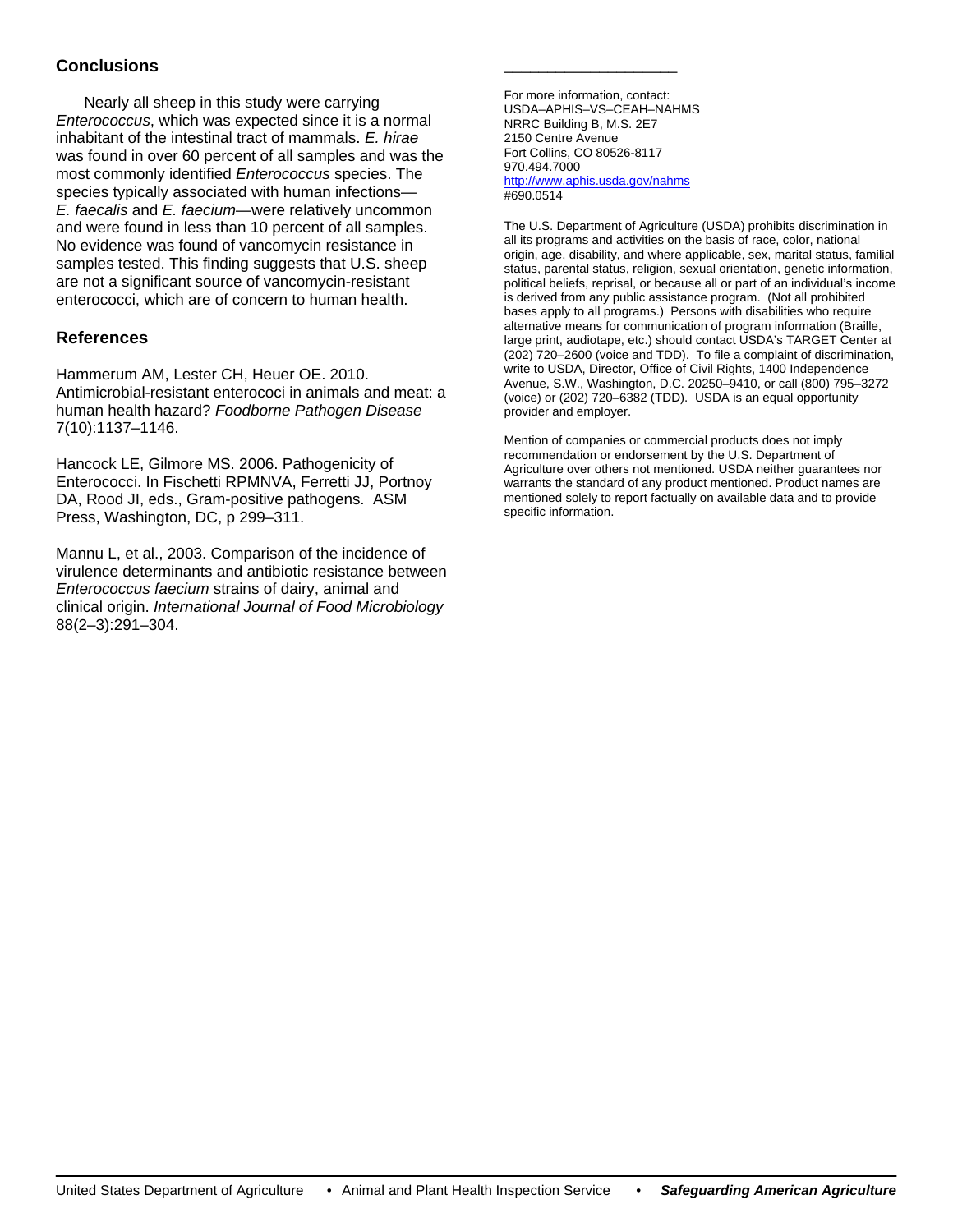## Conclusions

Nearly all sheep in this study were carrying *Enterococcus*, which was expected since it is a normal inhabitant of the intestinal tract of mammals. *E. hirae* was found in over 60 percent of all samples and was the most commonly identified *Enterococcus* species. The species typically associated with human infections—*E. faecalis* and *E. faecium*—were relatively uncommon and were found in less than 10 percent of all samples. No evidence was found of vancomycin resistance in samples tested. This finding suggests that U.S. sheep are not a significant source of vancomycin-resistant enterococci, which are of concern to human health.

## References

Hammerum AM, Lester CH, Heuer OE. 2010. Antimicrobial-resistant enterococi in animals and meat: a human health hazard? *Foodborne Pathogen Disease* 7(10):1137–1146.

Hancock LE, Gilmore MS. 2006. Pathogenicity of Enterococci. In Fischetti RPMNVA, Ferretti JJ, Portnoy DA, Rood JI, eds., Gram-positive pathogens. ASM Press, Washington, DC, p 299–311.

Mannu L, et al., 2003. Comparison of the incidence of virulence determinants and antibiotic resistance between *Enterococcus faecium* strains of dairy, animal and clinical origin. *International Journal of Food Microbiology* 88(2–3):291–304.

---

For more information, contact:
USDA–APHIS–VS–CEAH–NAHMS
NRRC Building B, M.S. 2E7
2150 Centre Avenue
Fort Collins, CO 80526-8117
970.494.7000
http://www.aphis.usda.gov/nahms
#690.0514

The U.S. Department of Agriculture (USDA) prohibits discrimination in all its programs and activities on the basis of race, color, national origin, age, disability, and where applicable, sex, marital status, familial status, parental status, religion, sexual orientation, genetic information, political beliefs, reprisal, or because all or part of an individual's income is derived from any public assistance program. (Not all prohibited bases apply to all programs.) Persons with disabilities who require alternative means for communication of program information (Braille, large print, audiotape, etc.) should contact USDA's TARGET Center at (202) 720–2600 (voice and TDD). To file a complaint of discrimination, write to USDA, Director, Office of Civil Rights, 1400 Independence Avenue, S.W., Washington, D.C. 20250–9410, or call (800) 795–3272 (voice) or (202) 720–6382 (TDD). USDA is an equal opportunity provider and employer.

Mention of companies or commercial products does not imply recommendation or endorsement by the U.S. Department of Agriculture over others not mentioned. USDA neither guarantees nor warrants the standard of any product mentioned. Product names are mentioned solely to report factually on available data and to provide specific information.